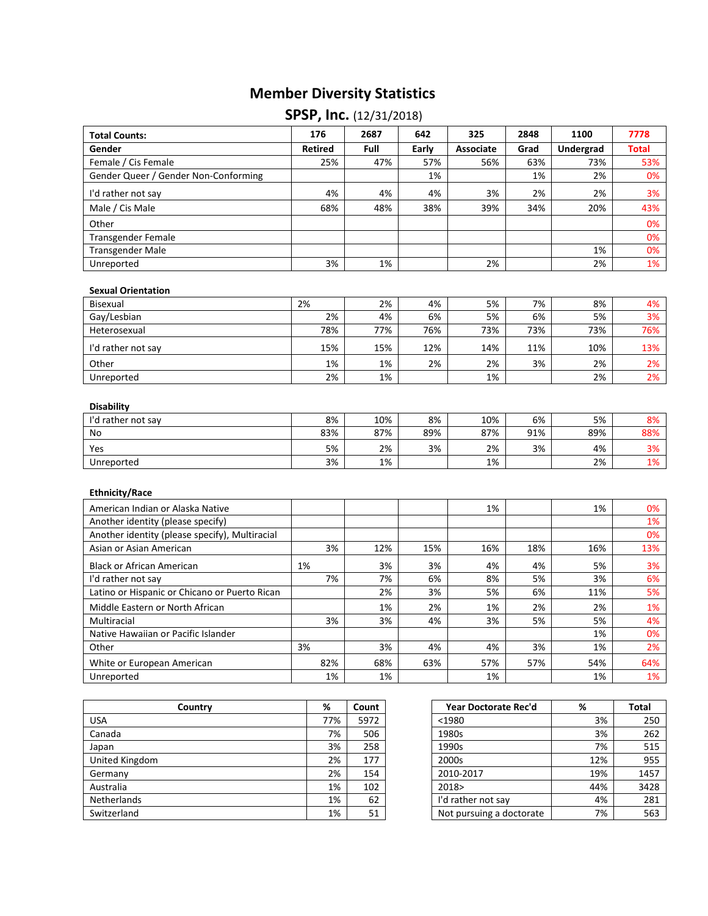# Member Diversity Statistics

## SPSP, Inc. (12/31/2018)

| **Total Counts:** | **176** | **2687** | **642** | **325** | **2848** | **1100** | **7778** |
|---|---|---|---|---|---|---|---|
| **Gender** | **Retired** | **Full** | **Early** | **Associate** | **Grad** | **Undergrad** | **Total** |
| Female / Cis Female | 25% | 47% | 57% | 56% | 63% | 73% | 53% |
| Gender Queer / Gender Non-Conforming | | | 1% | | 1% | 2% | 0% |
| I'd rather not say | 4% | 4% | 4% | 3% | 2% | 2% | 3% |
| Male / Cis Male | 68% | 48% | 38% | 39% | 34% | 20% | 43% |
| Other | | | | | | | 0% |
| Transgender Female | | | | | | | 0% |
| Transgender Male | | | | | | 1% | 0% |
| Unreported | 3% | 1% | | 2% | | 2% | 1% |

| **Sexual Orientation** | | | | | | | |
|---|---|---|---|---|---|---|---|
| Bisexual | 2% | 2% | 4% | 5% | 7% | 8% | 4% |
| Gay/Lesbian | 2% | 4% | 6% | 5% | 6% | 5% | 3% |
| Heterosexual | 78% | 77% | 76% | 73% | 73% | 73% | 76% |
| I'd rather not say | 15% | 15% | 12% | 14% | 11% | 10% | 13% |
| Other | 1% | 1% | 2% | 2% | 3% | 2% | 2% |
| Unreported | 2% | 1% | | 1% | | 2% | 2% |

| **Disability** | | | | | | | |
|---|---|---|---|---|---|---|---|
| I'd rather not say | 8% | 10% | 8% | 10% | 6% | 5% | 8% |
| No | 83% | 87% | 89% | 87% | 91% | 89% | 88% |
| Yes | 5% | 2% | 3% | 2% | 3% | 4% | 3% |
| Unreported | 3% | 1% | | 1% | | 2% | 1% |

| **Ethnicity/Race** | | | | | | | |
|---|---|---|---|---|---|---|---|
| American Indian or Alaska Native | | | | 1% | | 1% | 0% |
| Another identity (please specify) | | | | | | | 1% |
| Another identity (please specify), Multiracial | | | | | | | 0% |
| Asian or Asian American | 3% | 12% | 15% | 16% | 18% | 16% | 13% |
| Black or African American | 1% | 3% | 3% | 4% | 4% | 5% | 3% |
| I'd rather not say | 7% | 7% | 6% | 8% | 5% | 3% | 6% |
| Latino or Hispanic or Chicano or Puerto Rican | | 2% | 3% | 5% | 6% | 11% | 5% |
| Middle Eastern or North African | | 1% | 2% | 1% | 2% | 2% | 1% |
| Multiracial | 3% | 3% | 4% | 3% | 5% | 5% | 4% |
| Native Hawaiian or Pacific Islander | | | | | | 1% | 0% |
| Other | 3% | 3% | 4% | 4% | 3% | 1% | 2% |
| White or European American | 82% | 68% | 63% | 57% | 57% | 54% | 64% |
| Unreported | 1% | 1% | | 1% | | 1% | 1% |

| Country | % | Count |
|---|---|---|
| USA | 77% | 5972 |
| Canada | 7% | 506 |
| Japan | 3% | 258 |
| United Kingdom | 2% | 177 |
| Germany | 2% | 154 |
| Australia | 1% | 102 |
| Netherlands | 1% | 62 |
| Switzerland | 1% | 51 |

| Year Doctorate Rec'd | % | Total |
|---|---|---|
| <1980 | 3% | 250 |
| 1980s | 3% | 262 |
| 1990s | 7% | 515 |
| 2000s | 12% | 955 |
| 2010-2017 | 19% | 1457 |
| 2018> | 44% | 3428 |
| I'd rather not say | 4% | 281 |
| Not pursuing a doctorate | 7% | 563 |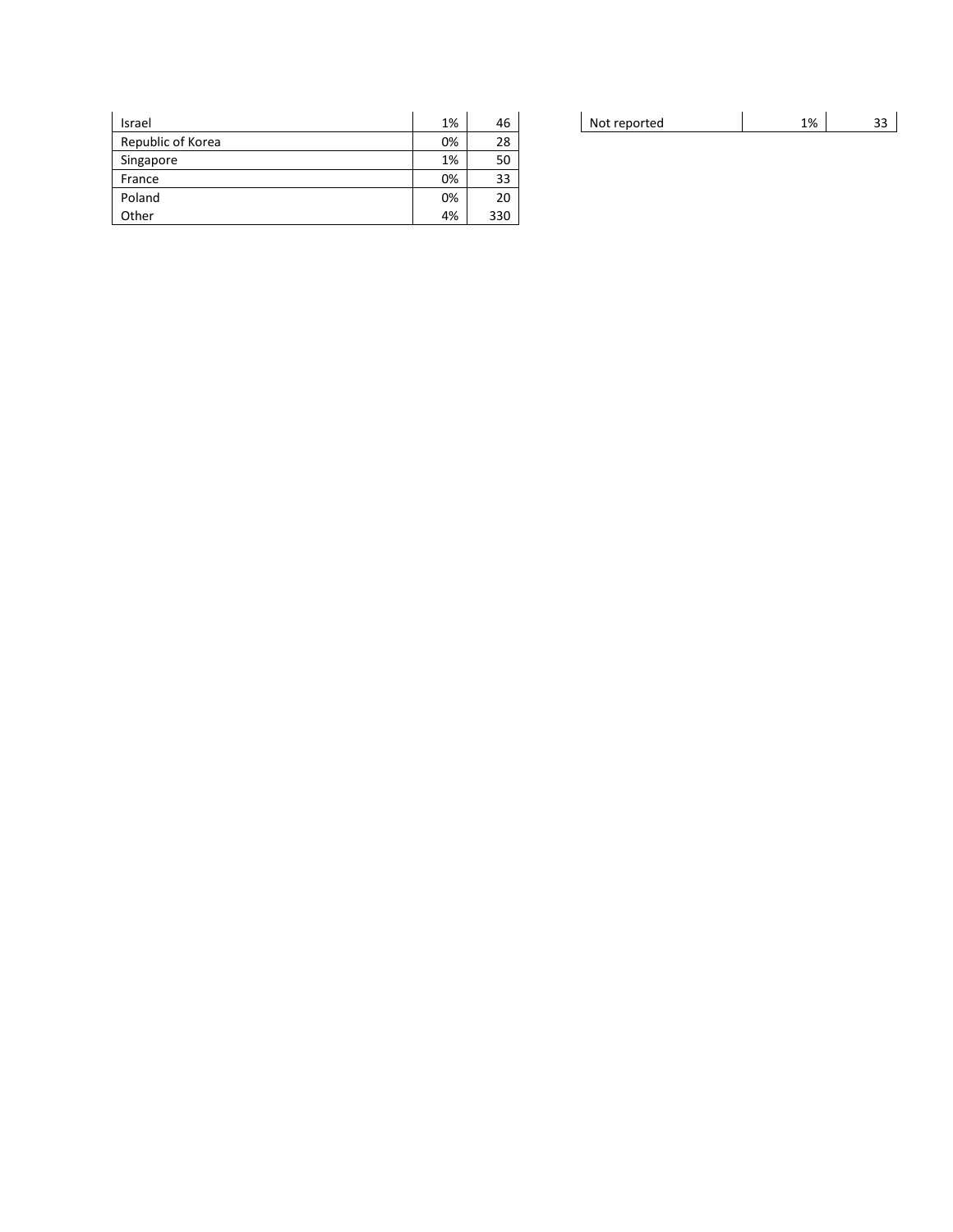| | | |
|---|---|---|
| Israel | 1% | 46 |
| Republic of Korea | 0% | 28 |
| Singapore | 1% | 50 |
| France | 0% | 33 |
| Poland | 0% | 20 |
| Other | 4% | 330 |

| | | |
|---|---|---|
| Not reported | 1% | 33 |